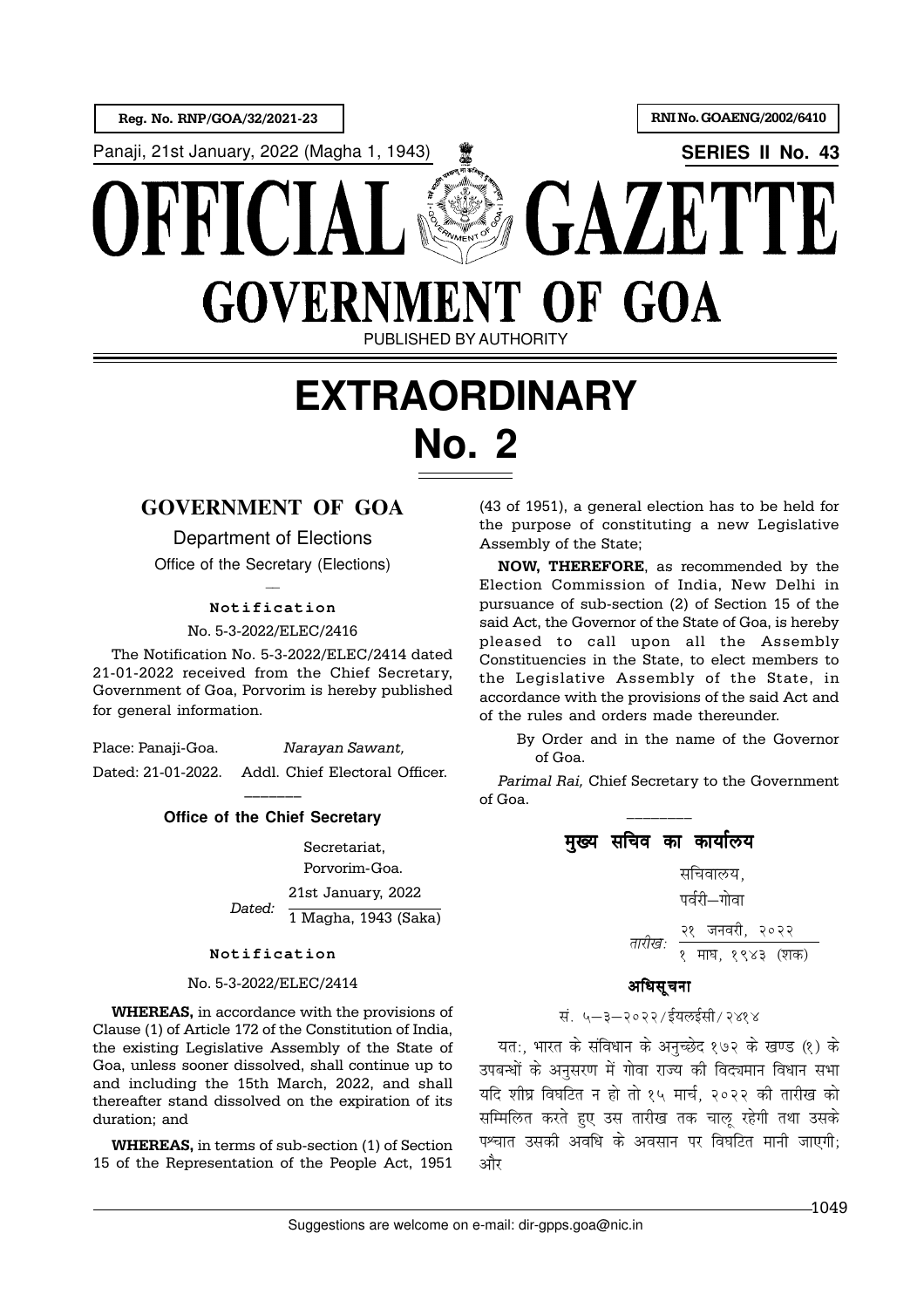Reg. No. RNP/GOA/32/2021-23 | RNI No. GOAENG/2002/6410

Panaji, 21st January, 2022 (Magha 1, 1943) | **SERIES II No. 43**

# OFFICIAL GAZETTE
# GOVERNMENT OF GOA

PUBLISHED BY AUTHORITY

# EXTRAORDINARY
# No. 2

## GOVERNMENT OF GOA

Department of Elections

Office of the Secretary (Elections)

—

**Notification**

No. 5-3-2022/ELEC/2416

The Notification No. 5-3-2022/ELEC/2414 dated 21-01-2022 received from the Chief Secretary, Government of Goa, Porvorim is hereby published for general information.

Place: Panaji-Goa. *Narayan Sawant,*

Dated: 21-01-2022. Addl. Chief Electoral Officer.

———

**Office of the Chief Secretary**

Secretariat,
Porvorim-Goa.

*Dated:* 21st January, 2022 / 1 Magha, 1943 (Saka)

**Notification**

No. 5-3-2022/ELEC/2414

**WHEREAS,** in accordance with the provisions of Clause (1) of Article 172 of the Constitution of India, the existing Legislative Assembly of the State of Goa, unless sooner dissolved, shall continue up to and including the 15th March, 2022, and shall thereafter stand dissolved on the expiration of its duration; and

**WHEREAS,** in terms of sub-section (1) of Section 15 of the Representation of the People Act, 1951 (43 of 1951), a general election has to be held for the purpose of constituting a new Legislative Assembly of the State;

**NOW, THEREFORE**, as recommended by the Election Commission of India, New Delhi in pursuance of sub-section (2) of Section 15 of the said Act, the Governor of the State of Goa, is hereby pleased to call upon all the Assembly Constituencies in the State, to elect members to the Legislative Assembly of the State, in accordance with the provisions of the said Act and of the rules and orders made thereunder.

By Order and in the name of the Governor of Goa.

*Parimal Rai,* Chief Secretary to the Government of Goa.

———

**मुख्य सचिव का कार्यालय**

सचिवालय,
पर्वरी—गोवा

*तारीख:* २१ जनवरी, २०२२ / १ माघ, १९४३ (शक)

**अधिसूचना**

सं. ५—३—२०२२/ईयलईसी/२४१४

यतः, भारत के संविधान के अनुच्छेद १७२ के खण्ड (१) के उपबन्धों के अनुसरण में गोवा राज्य की विद्यमान विधान सभा यदि शीघ्र विघटित न हो तो १५ मार्च, २०२२ की तारीख को सम्मिलित करते हुए उस तारीख तक चालू रहेगी तथा उसके पश्चात उसकी अवधि के अवसान पर विघटित मानी जाएगी; और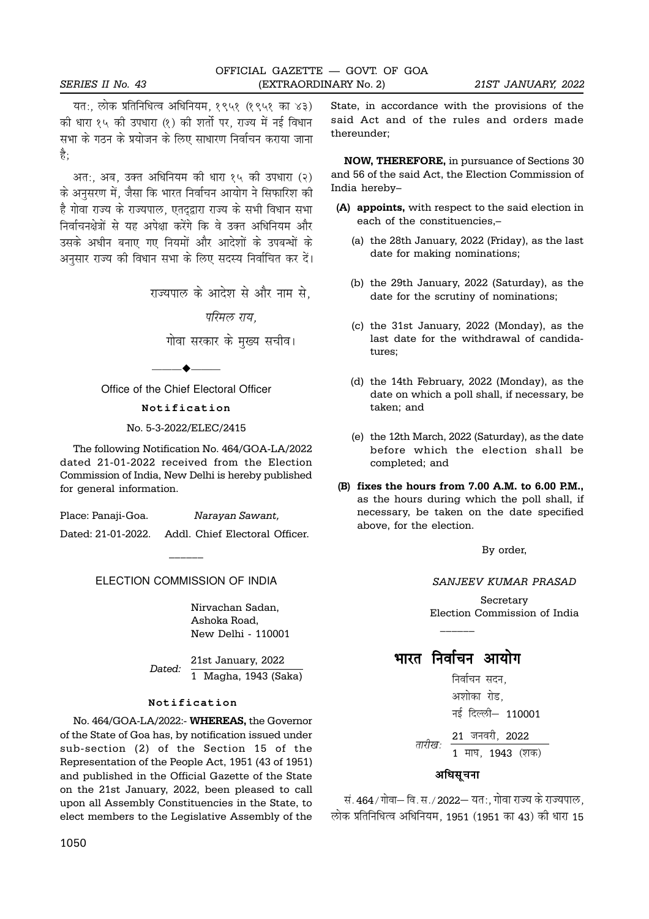यतः, लोक प्रतिनिधित्व अधिनियम, १९५१ (१९५१ का ४३) की धारा १५ की उपधारा (१) की शर्तो पर, राज्य में नई विधान सभा के गठन के प्रयोजन के लिए साधारण निर्वाचन कराया जाना है;

अतः, अब, उक्त अधिनियम की धारा १५ की उपधारा (२) के अनुसरण में, जैसा कि भारत निर्वाचन आयोग ने सिफारिश की है गोवा राज्य के राज्यपाल, एतद्द्वारा राज्य के सभी विधान सभा निर्वाचनक्षेत्रों से यह अपेक्षा करेंगे कि वे उक्त अधिनियम और उसके अधीन बनाए गए नियमों और आदेशों के उपबन्धों के अनुसार राज्य की विधान सभा के लिए सदस्य निर्वाचित कर दें।

राज्यपाल के आदेश से और नाम से,

*परिमल राय,*

गोवा सरकार के मुख्य सचीव।

---

Office of the Chief Electoral Officer

**Notification**

No. 5-3-2022/ELEC/2415

The following Notification No. 464/GOA-LA/2022 dated 21-01-2022 received from the Election Commission of India, New Delhi is hereby published for general information.

Place: Panaji-Goa. *Narayan Sawant,*

Dated: 21-01-2022. Addl. Chief Electoral Officer.

---

ELECTION COMMISSION OF INDIA

Nirvachan Sadan,
Ashoka Road,
New Delhi - 110001

*Dated:* 21st January, 2022 / 1 Magha, 1943 (Saka)

**Notification**

No. 464/GOA-LA/2022:- **WHEREAS,** the Governor of the State of Goa has, by notification issued under sub-section (2) of the Section 15 of the Representation of the People Act, 1951 (43 of 1951) and published in the Official Gazette of the State on the 21st January, 2022, been pleased to call upon all Assembly Constituencies in the State, to elect members to the Legislative Assembly of the State, in accordance with the provisions of the said Act and of the rules and orders made thereunder;

**NOW, THEREFORE,** in pursuance of Sections 30 and 56 of the said Act, the Election Commission of India hereby–

**(A) appoints,** with respect to the said election in each of the constituencies,–

(a) the 28th January, 2022 (Friday), as the last date for making nominations;

(b) the 29th January, 2022 (Saturday), as the date for the scrutiny of nominations;

(c) the 31st January, 2022 (Monday), as the last date for the withdrawal of candidatures;

(d) the 14th February, 2022 (Monday), as the date on which a poll shall, if necessary, be taken; and

(e) the 12th March, 2022 (Saturday), as the date before which the election shall be completed; and

**(B) fixes the hours from 7.00 A.M. to 6.00 P.M.,** as the hours during which the poll shall, if necessary, be taken on the date specified above, for the election.

By order,

*SANJEEV KUMAR PRASAD*

Secretary
Election Commission of India

---

# भारत निर्वाचन आयोग

निर्वाचन सदन,
अशोका रोड,
नई दिल्ली– 110001

*तारीख:* 21 जनवरी, 2022 / 1 माघ, 1943 (शक)

**अधिसूचना**

सं. 464/गोवा– वि. स./2022– यतः, गोवा राज्य के राज्यपाल, लोक प्रतिनिधित्व अधिनियम, 1951 (1951 का 43) की धारा 15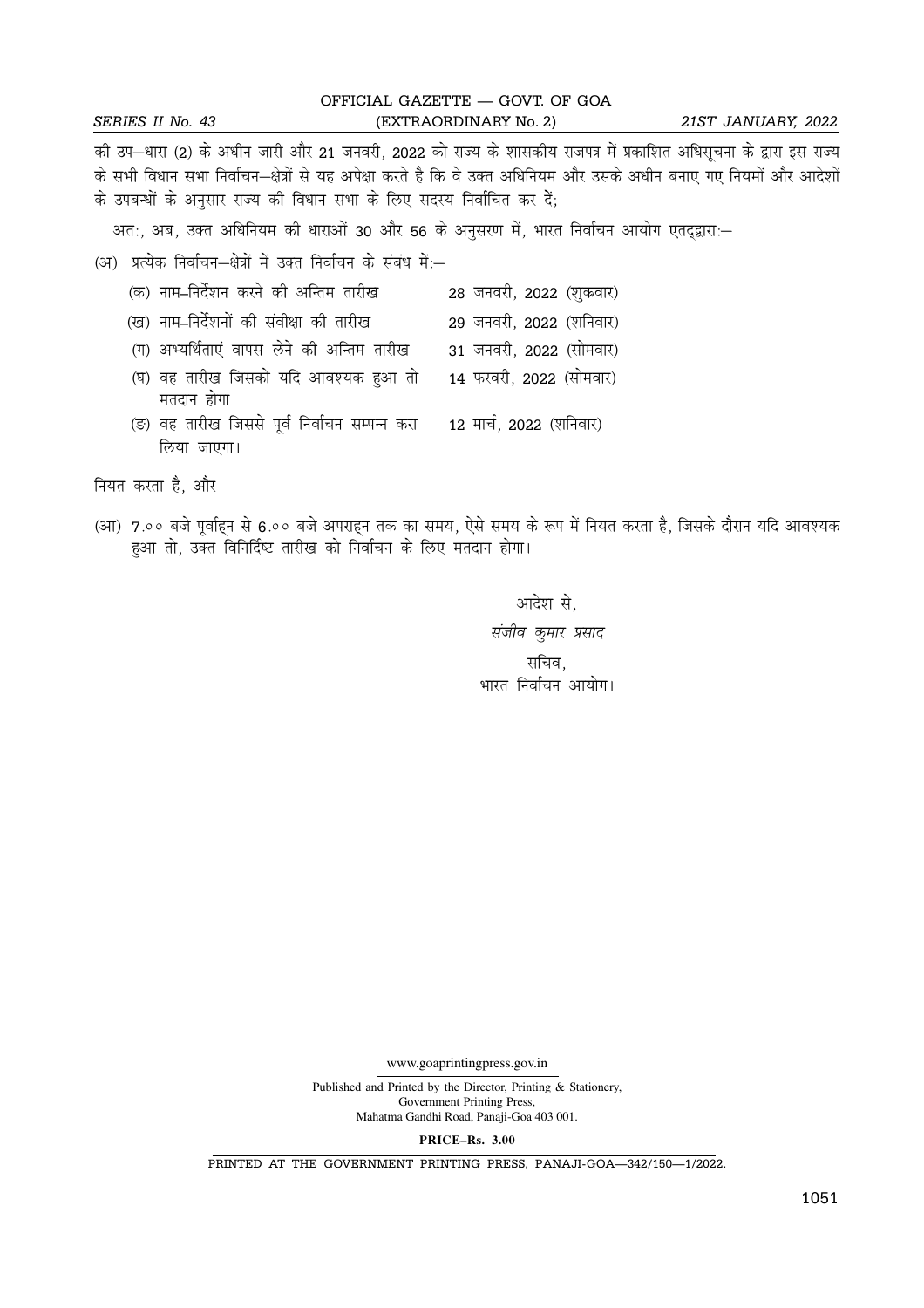की उप–धारा (2) के अधीन जारी और 21 जनवरी, 2022 को राज्य के शासकीय राजपत्र में प्रकाशित अधिसूचना के द्वारा इस राज्य के सभी विधान सभा निर्वाचन–क्षेत्रों से यह अपेक्षा करते है कि वे उक्त अधिनियम और उसके अधीन बनाए गए नियमों और आदेशों के उपबन्धों के अनुसार राज्य की विधान सभा के लिए सदस्य निर्वाचित कर दें;

अतः, अब, उक्त अधिनियम की धाराओं 30 और 56 के अनुसरण में, भारत निर्वाचन आयोग एतद्द्वारा:—

(अ) प्रत्येक निर्वाचन–क्षेत्रों में उक्त निर्वाचन के संबंध में:—

| | |
|---|---|
| (क) नाम–निर्देशन करने की अन्तिम तारीख | 28 जनवरी, 2022 (शुक्रवार) |
| (ख) नाम–निर्देशनों की संवीक्षा की तारीख | 29 जनवरी, 2022 (शनिवार) |
| (ग) अभ्यर्थिताएं वापस लेने की अन्तिम तारीख | 31 जनवरी, 2022 (सोमवार) |
| (घ) वह तारीख जिसको यदि आवश्यक हुआ तो मतदान होगा | 14 फरवरी, 2022 (सोमवार) |
| (ङ) वह तारीख जिससे पूर्व निर्वाचन सम्पन्न करा लिया जाएगा। | 12 मार्च, 2022 (शनिवार) |

नियत करता है, और

(आ) 7.०० बजे पूर्वाह्न से 6.०० बजे अपराह्न तक का समय, ऐसे समय के रूप में नियत करता है, जिसके दौरान यदि आवश्यक हुआ तो, उक्त विनिर्दिष्ट तारीख को निर्वाचन के लिए मतदान होगा।

आदेश से,

*संजीव कुमार प्रसाद*

सचिव,

भारत निर्वाचन आयोग।

www.goaprintingpress.gov.in

Published and Printed by the Director, Printing & Stationery,
Government Printing Press,
Mahatma Gandhi Road, Panaji-Goa 403 001.

**PRICE–Rs. 3.00**

PRINTED AT THE GOVERNMENT PRINTING PRESS, PANAJI-GOA—342/150—1/2022.